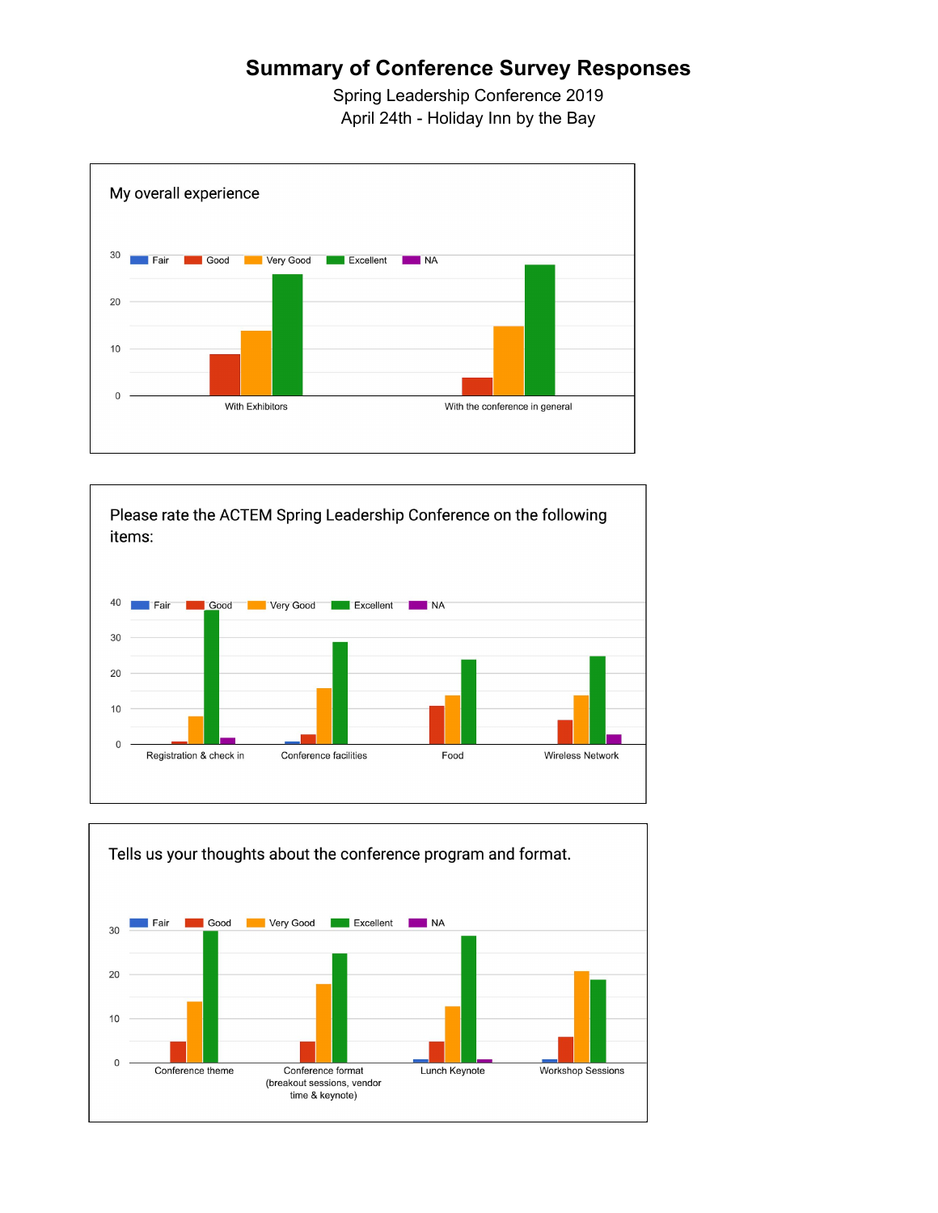# Summary of Conference Survey Responses

Spring Leadership Conference 2019

April 24th - Holiday Inn by the Bay

## My overall experience

Legend: Fair, Good, Very Good, Excellent, NA

Categories: With Exhibitors; With the conference in general

## Please rate the ACTEM Spring Leadership Conference on the following items:

Legend: Fair, Good, Very Good, Excellent, NA

Categories: Registration & check in; Conference facilities; Food; Wireless Network

## Tells us your thoughts about the conference program and format.

Legend: Fair, Good, Very Good, Excellent, NA

Categories: Conference theme; Conference format (breakout sessions, vendor time & keynote); Lunch Keynote; Workshop Sessions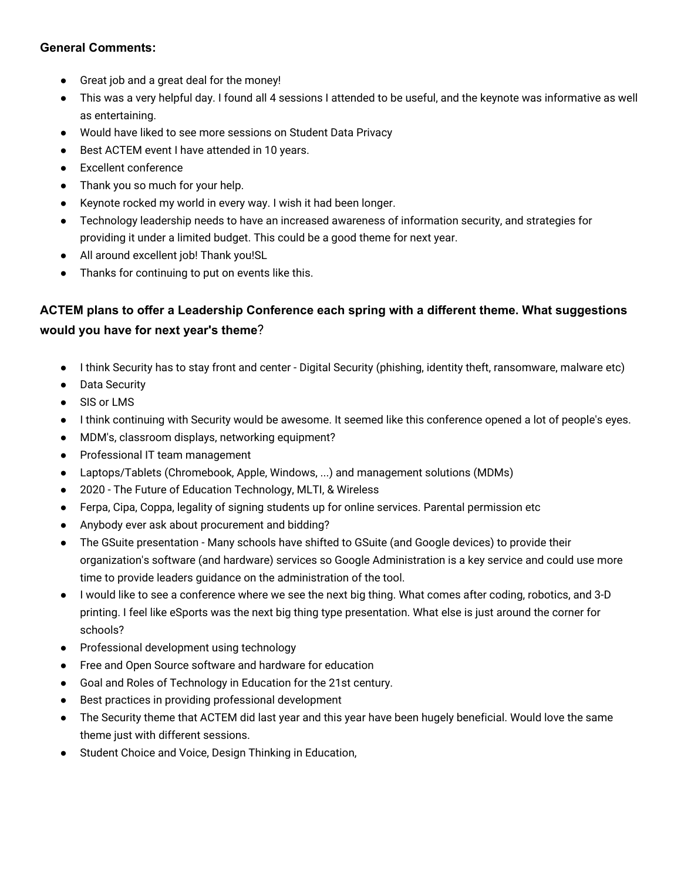**General Comments:**

- Great job and a great deal for the money!
- This was a very helpful day. I found all 4 sessions I attended to be useful, and the keynote was informative as well as entertaining.
- Would have liked to see more sessions on Student Data Privacy
- Best ACTEM event I have attended in 10 years.
- Excellent conference
- Thank you so much for your help.
- Keynote rocked my world in every way. I wish it had been longer.
- Technology leadership needs to have an increased awareness of information security, and strategies for providing it under a limited budget. This could be a good theme for next year.
- All around excellent job! Thank you!SL
- Thanks for continuing to put on events like this.

### ACTEM plans to offer a Leadership Conference each spring with a different theme. What suggestions would you have for next year's theme?

- I think Security has to stay front and center - Digital Security (phishing, identity theft, ransomware, malware etc)
- Data Security
- SIS or LMS
- I think continuing with Security would be awesome. It seemed like this conference opened a lot of people's eyes.
- MDM's, classroom displays, networking equipment?
- Professional IT team management
- Laptops/Tablets (Chromebook, Apple, Windows, ...) and management solutions (MDMs)
- 2020 - The Future of Education Technology, MLTI, & Wireless
- Ferpa, Cipa, Coppa, legality of signing students up for online services. Parental permission etc
- Anybody ever ask about procurement and bidding?
- The GSuite presentation - Many schools have shifted to GSuite (and Google devices) to provide their organization's software (and hardware) services so Google Administration is a key service and could use more time to provide leaders guidance on the administration of the tool.
- I would like to see a conference where we see the next big thing. What comes after coding, robotics, and 3-D printing. I feel like eSports was the next big thing type presentation. What else is just around the corner for schools?
- Professional development using technology
- Free and Open Source software and hardware for education
- Goal and Roles of Technology in Education for the 21st century.
- Best practices in providing professional development
- The Security theme that ACTEM did last year and this year have been hugely beneficial. Would love the same theme just with different sessions.
- Student Choice and Voice, Design Thinking in Education,